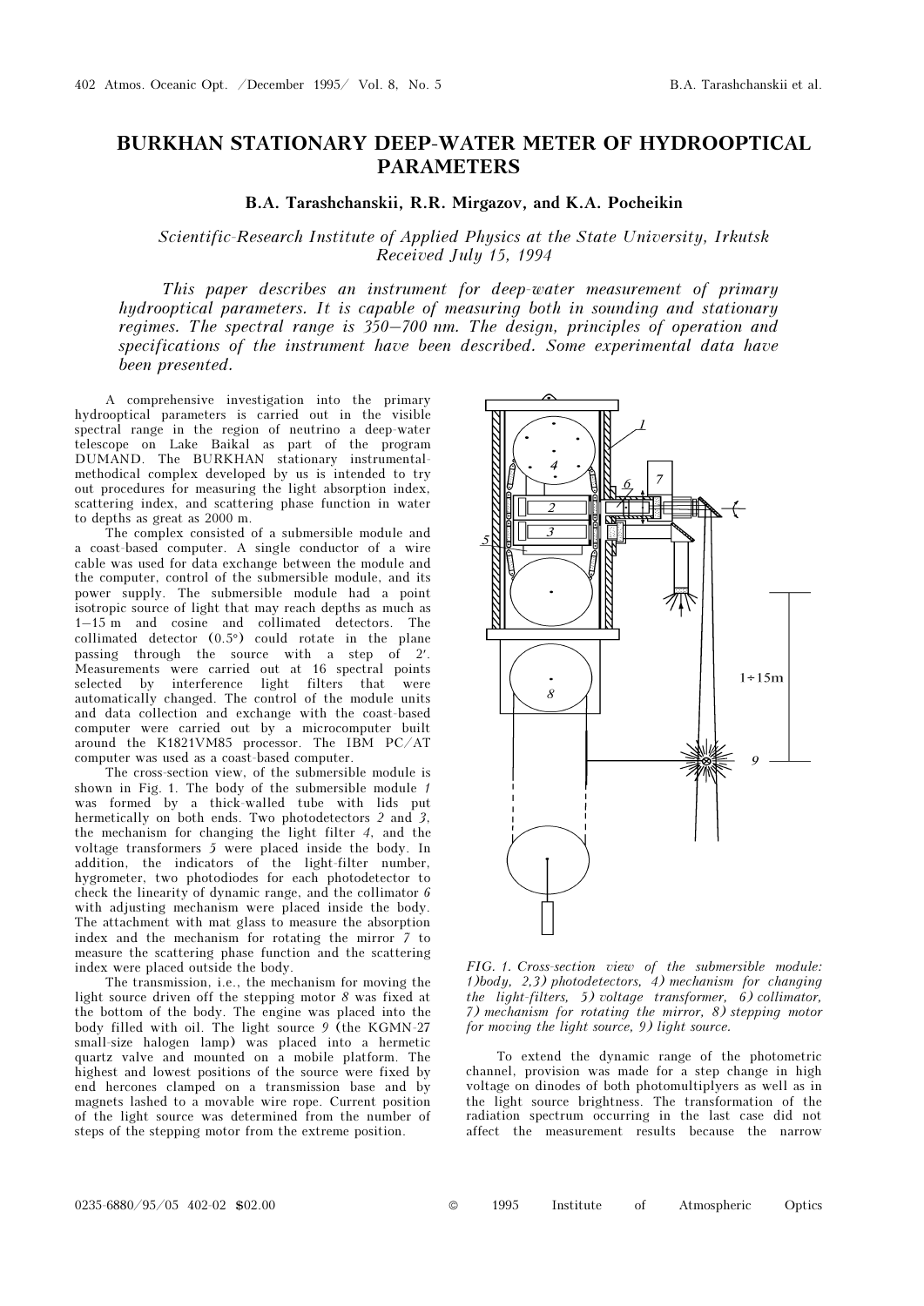# BURKHAN STATIONARY DEEP-WATER METER OF HYDROOPTICAL PARAMETERS

**B.A. Tarashchanskii, R.R. Mirgazov, and K.A. Pocheikin**

*Scientific-Research Institute of Applied Physics at the State University, Irkutsk*
*Received July 15, 1994*

*This paper describes an instrument for deep-water measurement of primary hydrooptical parameters. It is capable of measuring both in sounding and stationary regimes. The spectral range is 350–700 nm. The design, principles of operation and specifications of the instrument have been described. Some experimental data have been presented.*

A comprehensive investigation into the primary hydrooptical parameters is carried out in the visible spectral range in the region of neutrino a deep-water telescope on Lake Baikal as part of the program DUMAND. The BURKHAN stationary instrumental-methodical complex developed by us is intended to try out procedures for measuring the light absorption index, scattering index, and scattering phase function in water to depths as great as 2000 m.

The complex consisted of a submersible module and a coast-based computer. A single conductor of a wire cable was used for data exchange between the module and the computer, control of the submersible module, and its power supply. The submersible module had a point isotropic source of light that may reach depths as much as 1–15 m and cosine and collimated detectors. The collimated detector (0.5°) could rotate in the plane passing through the source with a step of 2′. Measurements were carried out at 16 spectral points selected by interference light filters that were automatically changed. The control of the module units and data collection and exchange with the coast-based computer were carried out by a microcomputer built around the K1821VM85 processor. The IBM PC/AT computer was used as a coast-based computer.

The cross-section view, of the submersible module is shown in Fig. 1. The body of the submersible module *1* was formed by a thick-walled tube with lids put hermetically on both ends. Two photodetectors *2* and *3*, the mechanism for changing the light filter *4*, and the voltage transformers *5* were placed inside the body. In addition, the indicators of the light-filter number, hygrometer, two photodiodes for each photodetector to check the linearity of dynamic range, and the collimator *6* with adjusting mechanism were placed inside the body. The attachment with mat glass to measure the absorption index and the mechanism for rotating the mirror *7* to measure the scattering phase function and the scattering index were placed outside the body.

The transmission, i.e., the mechanism for moving the light source driven off the stepping motor *8* was fixed at the bottom of the body. The engine was placed into the body filled with oil. The light source *9* (the KGMN-27 small-size halogen lamp) was placed into a hermetic quartz valve and mounted on a mobile platform. The highest and lowest positions of the source were fixed by end hercones clamped on a transmission base and by magnets lashed to a movable wire rope. Current position of the light source was determined from the number of steps of the stepping motor from the extreme position.

*FIG. 1. Cross-section view of the submersible module: 1) body, 2,3) photodetectors, 4) mechanism for changing the light-filters, 5) voltage transformer, 6) collimator, 7) mechanism for rotating the mirror, 8) stepping motor for moving the light source, 9) light source.*

To extend the dynamic range of the photometric channel, provision was made for a step change in high voltage on dinodes of both photomultiplyers as well as in the light source brightness. The transformation of the radiation spectrum occurring in the last case did not affect the measurement results because the narrow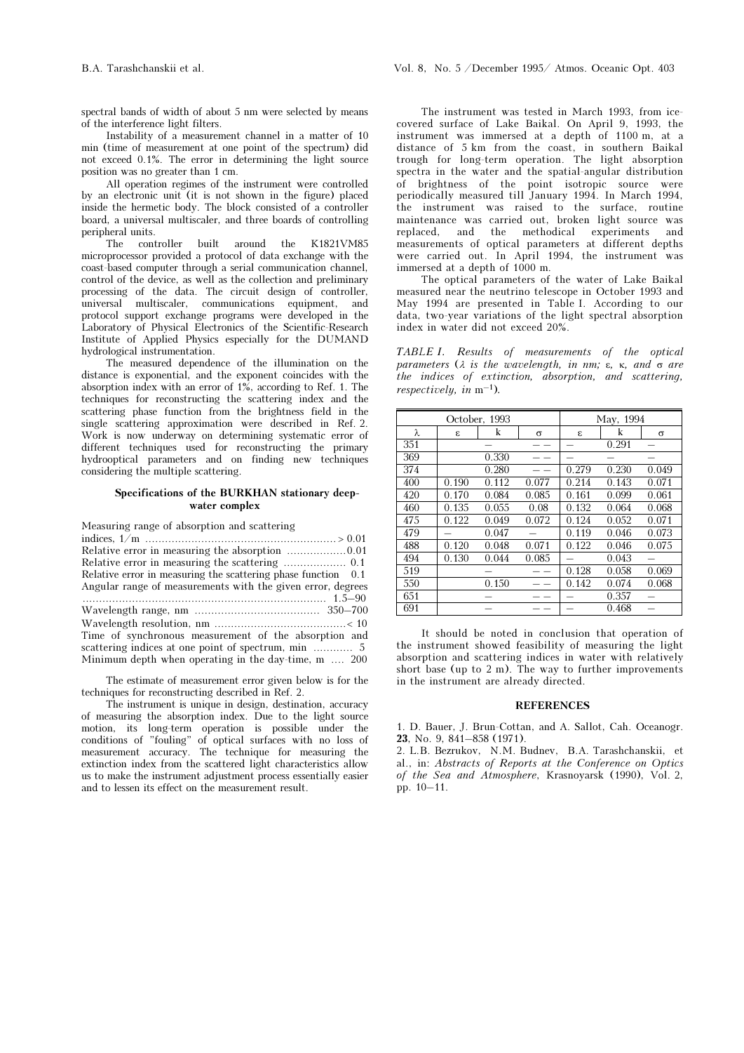spectral bands of width of about 5 nm were selected by means of the interference light filters.

Instability of a measurement channel in a matter of 10 min (time of measurement at one point of the spectrum) did not exceed 0.1%. The error in determining the light source position was no greater than 1 cm.

All operation regimes of the instrument were controlled by an electronic unit (it is not shown in the figure) placed inside the hermetic body. The block consisted of a controller board, a universal multiscaler, and three boards of controlling peripheral units.

The controller built around the K1821VM85 microprocessor provided a protocol of data exchange with the coast-based computer through a serial communication channel, control of the device, as well as the collection and preliminary processing of the data. The circuit design of controller, universal multiscaler, communications equipment, and protocol support exchange programs were developed in the Laboratory of Physical Electronics of the Scientific-Research Institute of Applied Physics especially for the DUMAND hydrological instrumentation.

The measured dependence of the illumination on the distance is exponential, and the exponent coincides with the absorption index with an error of 1%, according to Ref. 1. The techniques for reconstructing the scattering index and the scattering phase function from the brightness field in the single scattering approximation were described in Ref. 2. Work is now underway on determining systematic error of different techniques used for reconstructing the primary hydrooptical parameters and on finding new techniques considering the multiple scattering.

**Specifications of the BURKHAN stationary deep-water complex**

Measuring range of absorption and scattering indices, 1/m .......... > 0.01
Relative error in measuring the absorption .......... 0.01
Relative error in measuring the scattering .......... 0.1
Relative error in measuring the scattering phase function 0.1
Angular range of measurements with the given error, degrees .......... 1.5–90
Wavelength range, nm .......... 350–700
Wavelength resolution, nm .......... < 10
Time of synchronous measurement of the absorption and scattering indices at one point of spectrum, min .......... 5
Minimum depth when operating in the day-time, m .... 200

The estimate of measurement error given below is for the techniques for reconstructing described in Ref. 2.

The instrument is unique in design, destination, accuracy of measuring the absorption index. Due to the light source motion, its long-term operation is possible under the conditions of "fouling" of optical surfaces with no loss of measurement accuracy. The technique for measuring the extinction index from the scattered light characteristics allow us to make the instrument adjustment process essentially easier and to lessen its effect on the measurement result.

The instrument was tested in March 1993, from ice-covered surface of Lake Baikal. On April 9, 1993, the instrument was immersed at a depth of 1100 m, at a distance of 5 km from the coast, in southern Baikal trough for long-term operation. The light absorption spectra in the water and the spatial-angular distribution of brightness of the point isotropic source were periodically measured till January 1994. In March 1994, the instrument was raised to the surface, routine maintenance was carried out, broken light source was replaced, and the methodical experiments and measurements of optical parameters at different depths were carried out. In April 1994, the instrument was immersed at a depth of 1000 m.

The optical parameters of the water of Lake Baikal measured near the neutrino telescope in October 1993 and May 1994 are presented in Table I. According to our data, two-year variations of the light spectral absorption index in water did not exceed 20%.

*TABLE I. Results of measurements of the optical parameters ($\lambda$ is the wavelength, in nm; $\varepsilon$, $\kappa$, and $\sigma$ are the indices of extinction, absorption, and scattering, respectively, in* $m^{-1}$).

| | October, 1993 | | | May, 1994 | | |
|---|---|---|---|---|---|---|
| $\lambda$ | $\varepsilon$ | k | $\sigma$ | $\varepsilon$ | k | $\sigma$ |
| 351 | | – | – – | – | 0.291 | – |
| 369 | | 0.330 | – – | – | – | – |
| 374 | | 0.280 | – – | 0.279 | 0.230 | 0.049 |
| 400 | 0.190 | 0.112 | 0.077 | 0.214 | 0.143 | 0.071 |
| 420 | 0.170 | 0.084 | 0.085 | 0.161 | 0.099 | 0.061 |
| 460 | 0.135 | 0.055 | 0.08 | 0.132 | 0.064 | 0.068 |
| 475 | 0.122 | 0.049 | 0.072 | 0.124 | 0.052 | 0.071 |
| 479 | – | 0.047 | – | 0.119 | 0.046 | 0.073 |
| 488 | 0.120 | 0.048 | 0.071 | 0.122 | 0.046 | 0.075 |
| 494 | 0.130 | 0.044 | 0.085 | – | 0.043 | – |
| 519 | | – | – – | 0.128 | 0.058 | 0.069 |
| 550 | | 0.150 | – – | 0.142 | 0.074 | 0.068 |
| 651 | | – | – – | – | 0.357 | – |
| 691 | | – | – – | – | 0.468 | – |

It should be noted in conclusion that operation of the instrument showed feasibility of measuring the light absorption and scattering indices in water with relatively short base (up to 2 m). The way to further improvements in the instrument are already directed.

## REFERENCES

1. D. Bauer, J. Brun-Cottan, and A. Sallot, Cah. Oceanogr. **23**, No. 9, 841–858 (1971).
2. L.B. Bezrukov, N.M. Budnev, B.A. Tarashchanskii, et al., in: *Abstracts of Reports at the Conference on Optics of the Sea and Atmosphere*, Krasnoyarsk (1990), Vol. 2, pp. 10–11.